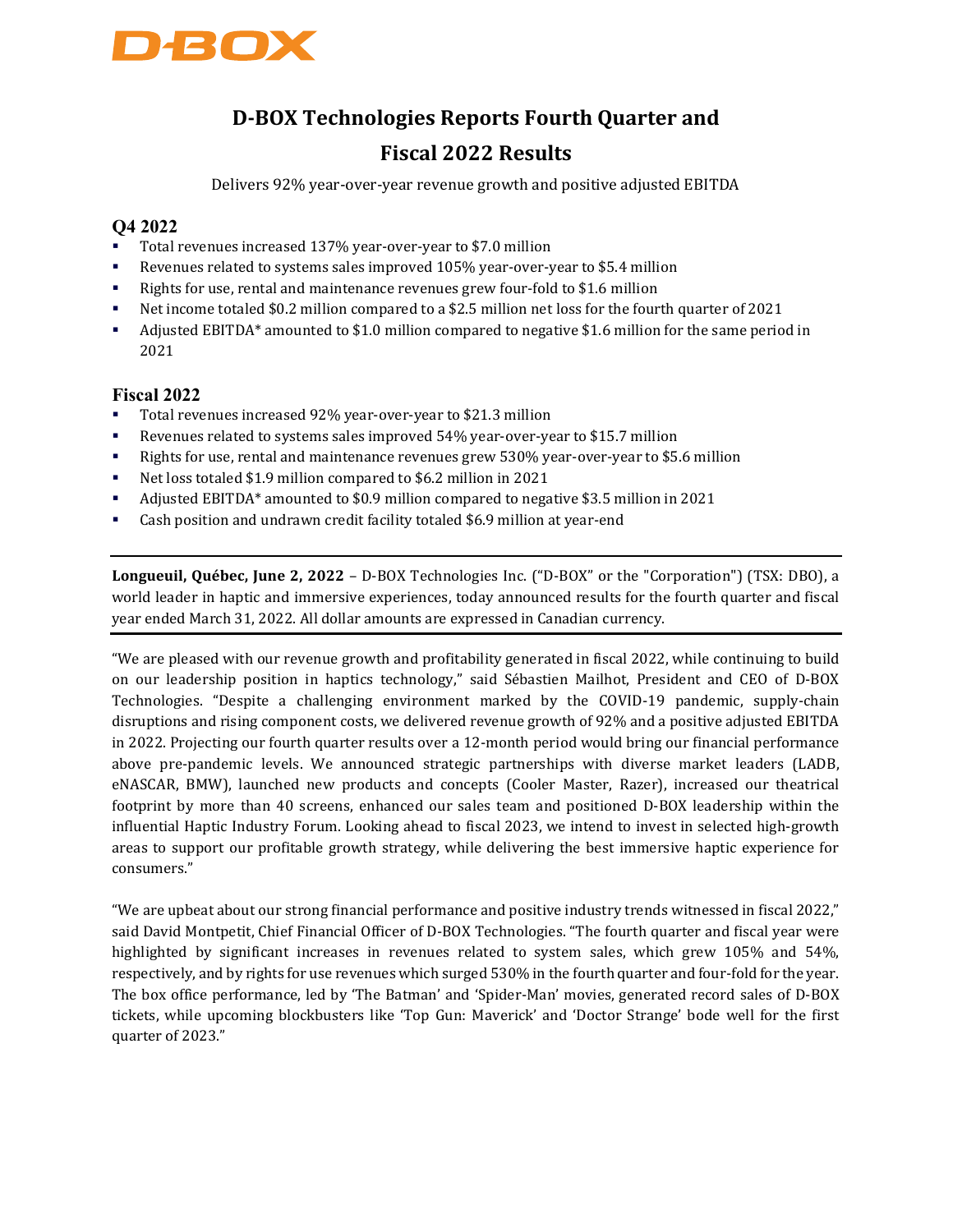D-BOX

# D-BOX Technologies Reports Fourth Quarter and Fiscal 2022 Results

Delivers 92% year-over-year revenue growth and positive adjusted EBITDA

## Q4 2022

- Total revenues increased 137% year-over-year to $7.0 million
- Revenues related to systems sales improved 105% year-over-year to $5.4 million
- Rights for use, rental and maintenance revenues grew four-fold to $1.6 million
- Net income totaled $0.2 million compared to a $2.5 million net loss for the fourth quarter of 2021
- Adjusted EBITDA* amounted to $1.0 million compared to negative $1.6 million for the same period in 2021

## Fiscal 2022

- Total revenues increased 92% year-over-year to $21.3 million
- Revenues related to systems sales improved 54% year-over-year to $15.7 million
- Rights for use, rental and maintenance revenues grew 530% year-over-year to $5.6 million
- Net loss totaled $1.9 million compared to $6.2 million in 2021
- Adjusted EBITDA* amounted to $0.9 million compared to negative $3.5 million in 2021
- Cash position and undrawn credit facility totaled $6.9 million at year-end

---

**Longueuil, Québec, June 2, 2022** – D-BOX Technologies Inc. ("D-BOX" or the "Corporation") (TSX: DBO), a world leader in haptic and immersive experiences, today announced results for the fourth quarter and fiscal year ended March 31, 2022. All dollar amounts are expressed in Canadian currency.

---

"We are pleased with our revenue growth and profitability generated in fiscal 2022, while continuing to build on our leadership position in haptics technology," said Sébastien Mailhot, President and CEO of D-BOX Technologies. "Despite a challenging environment marked by the COVID-19 pandemic, supply-chain disruptions and rising component costs, we delivered revenue growth of 92% and a positive adjusted EBITDA in 2022. Projecting our fourth quarter results over a 12-month period would bring our financial performance above pre-pandemic levels. We announced strategic partnerships with diverse market leaders (LADB, eNASCAR, BMW), launched new products and concepts (Cooler Master, Razer), increased our theatrical footprint by more than 40 screens, enhanced our sales team and positioned D-BOX leadership within the influential Haptic Industry Forum. Looking ahead to fiscal 2023, we intend to invest in selected high-growth areas to support our profitable growth strategy, while delivering the best immersive haptic experience for consumers."

"We are upbeat about our strong financial performance and positive industry trends witnessed in fiscal 2022," said David Montpetit, Chief Financial Officer of D-BOX Technologies. "The fourth quarter and fiscal year were highlighted by significant increases in revenues related to system sales, which grew 105% and 54%, respectively, and by rights for use revenues which surged 530% in the fourth quarter and four-fold for the year. The box office performance, led by 'The Batman' and 'Spider-Man' movies, generated record sales of D-BOX tickets, while upcoming blockbusters like 'Top Gun: Maverick' and 'Doctor Strange' bode well for the first quarter of 2023."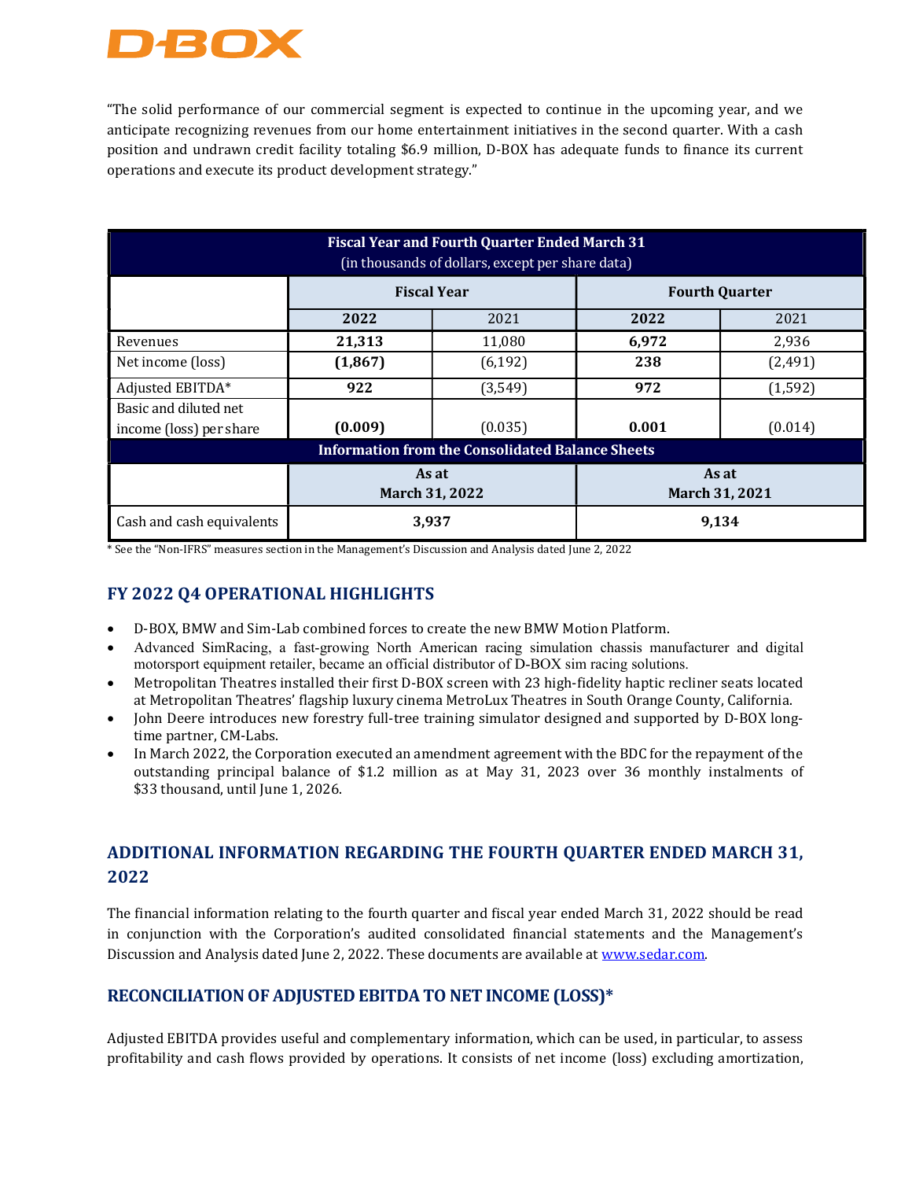“The solid performance of our commercial segment is expected to continue in the upcoming year, and we anticipate recognizing revenues from our home entertainment initiatives in the second quarter. With a cash position and undrawn credit facility totaling $6.9 million, D-BOX has adequate funds to finance its current operations and execute its product development strategy.”

| Fiscal Year and Fourth Quarter Ended March 31 (in thousands of dollars, except per share data) | | | | |
|---|---|---|---|---|
| | Fiscal Year | | Fourth Quarter | |
| | **2022** | 2021 | **2022** | 2021 |
| Revenues | **21,313** | 11,080 | **6,972** | 2,936 |
| Net income (loss) | **(1,867)** | (6,192) | **238** | (2,491) |
| Adjusted EBITDA* | **922** | (3,549) | **972** | (1,592) |
| Basic and diluted net income (loss) per share | **(0.009)** | (0.035) | **0.001** | (0.014) |
| **Information from the Consolidated Balance Sheets** | | | | |
| | As at March 31, 2022 | | As at March 31, 2021 | |
| Cash and cash equivalents | 3,937 | | 9,134 | |

\* See the “Non-IFRS” measures section in the Management’s Discussion and Analysis dated June 2, 2022

## FY 2022 Q4 OPERATIONAL HIGHLIGHTS

- D-BOX, BMW and Sim-Lab combined forces to create the new BMW Motion Platform.
- Advanced SimRacing, a fast-growing North American racing simulation chassis manufacturer and digital motorsport equipment retailer, became an official distributor of D-BOX sim racing solutions.
- Metropolitan Theatres installed their first D-BOX screen with 23 high-fidelity haptic recliner seats located at Metropolitan Theatres’ flagship luxury cinema MetroLux Theatres in South Orange County, California.
- John Deere introduces new forestry full-tree training simulator designed and supported by D-BOX long-time partner, CM-Labs.
- In March 2022, the Corporation executed an amendment agreement with the BDC for the repayment of the outstanding principal balance of $1.2 million as at May 31, 2023 over 36 monthly instalments of $33 thousand, until June 1, 2026.

## ADDITIONAL INFORMATION REGARDING THE FOURTH QUARTER ENDED MARCH 31, 2022

The financial information relating to the fourth quarter and fiscal year ended March 31, 2022 should be read in conjunction with the Corporation’s audited consolidated financial statements and the Management’s Discussion and Analysis dated June 2, 2022. These documents are available at www.sedar.com.

## RECONCILIATION OF ADJUSTED EBITDA TO NET INCOME (LOSS)*

Adjusted EBITDA provides useful and complementary information, which can be used, in particular, to assess profitability and cash flows provided by operations. It consists of net income (loss) excluding amortization,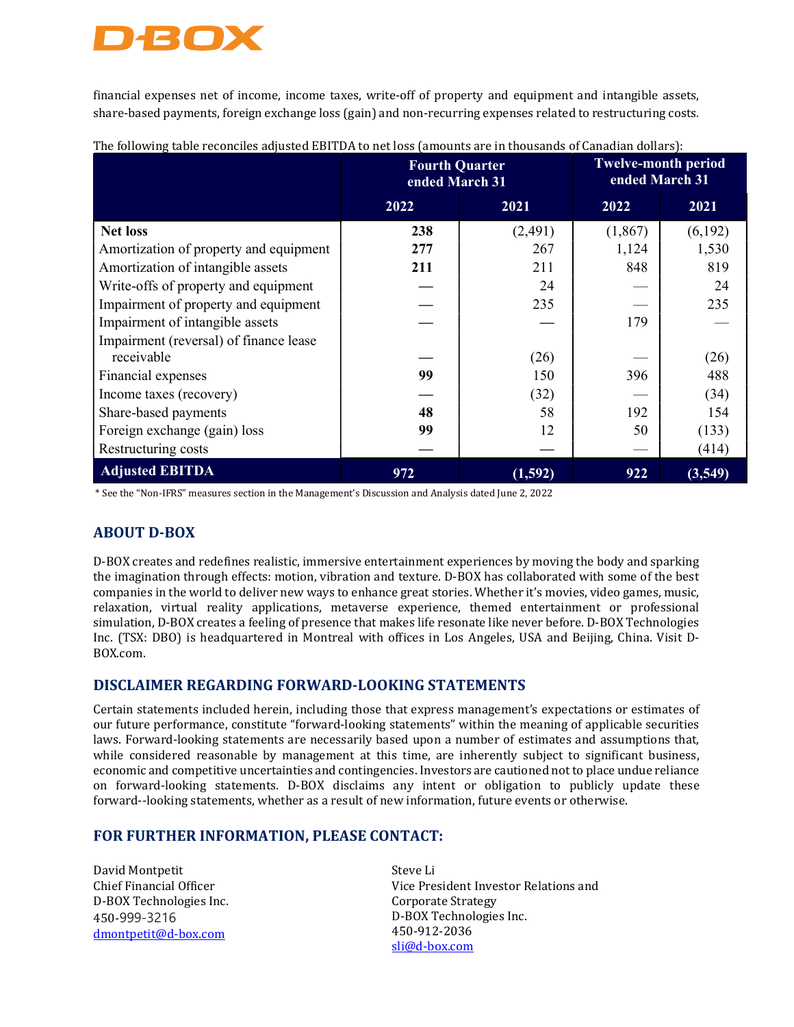financial expenses net of income, income taxes, write-off of property and equipment and intangible assets, share-based payments, foreign exchange loss (gain) and non-recurring expenses related to restructuring costs.

The following table reconciles adjusted EBITDA to net loss (amounts are in thousands of Canadian dollars):

| | Fourth Quarter ended March 31 | | Twelve-month period ended March 31 | |
|---|---|---|---|---|
| | **2022** | **2021** | **2022** | **2021** |
| **Net loss** | **238** | (2,491) | (1,867) | (6,192) |
| Amortization of property and equipment | **277** | 267 | 1,124 | 1,530 |
| Amortization of intangible assets | **211** | 211 | 848 | 819 |
| Write-offs of property and equipment | — | 24 | — | 24 |
| Impairment of property and equipment | — | 235 | — | 235 |
| Impairment of intangible assets | — | — | 179 | — |
| Impairment (reversal) of finance lease receivable | — | (26) | — | (26) |
| Financial expenses | **99** | 150 | 396 | 488 |
| Income taxes (recovery) | — | (32) | — | (34) |
| Share-based payments | **48** | 58 | 192 | 154 |
| Foreign exchange (gain) loss | **99** | 12 | 50 | (133) |
| Restructuring costs | — | — | — | (414) |
| **Adjusted EBITDA** | **972** | **(1,592)** | **922** | **(3,549)** |

\* See the "Non-IFRS" measures section in the Management's Discussion and Analysis dated June 2, 2022

## ABOUT D-BOX

D-BOX creates and redefines realistic, immersive entertainment experiences by moving the body and sparking the imagination through effects: motion, vibration and texture. D-BOX has collaborated with some of the best companies in the world to deliver new ways to enhance great stories. Whether it's movies, video games, music, relaxation, virtual reality applications, metaverse experience, themed entertainment or professional simulation, D-BOX creates a feeling of presence that makes life resonate like never before. D-BOX Technologies Inc. (TSX: DBO) is headquartered in Montreal with offices in Los Angeles, USA and Beijing, China. Visit D-BOX.com.

## DISCLAIMER REGARDING FORWARD-LOOKING STATEMENTS

Certain statements included herein, including those that express management's expectations or estimates of our future performance, constitute "forward-looking statements" within the meaning of applicable securities laws. Forward-looking statements are necessarily based upon a number of estimates and assumptions that, while considered reasonable by management at this time, are inherently subject to significant business, economic and competitive uncertainties and contingencies. Investors are cautioned not to place undue reliance on forward-looking statements. D-BOX disclaims any intent or obligation to publicly update these forward--looking statements, whether as a result of new information, future events or otherwise.

## FOR FURTHER INFORMATION, PLEASE CONTACT:

David Montpetit
Chief Financial Officer
D-BOX Technologies Inc.
450-999-3216
dmontpetit@d-box.com

Steve Li
Vice President Investor Relations and Corporate Strategy
D-BOX Technologies Inc.
450-912-2036
sli@d-box.com